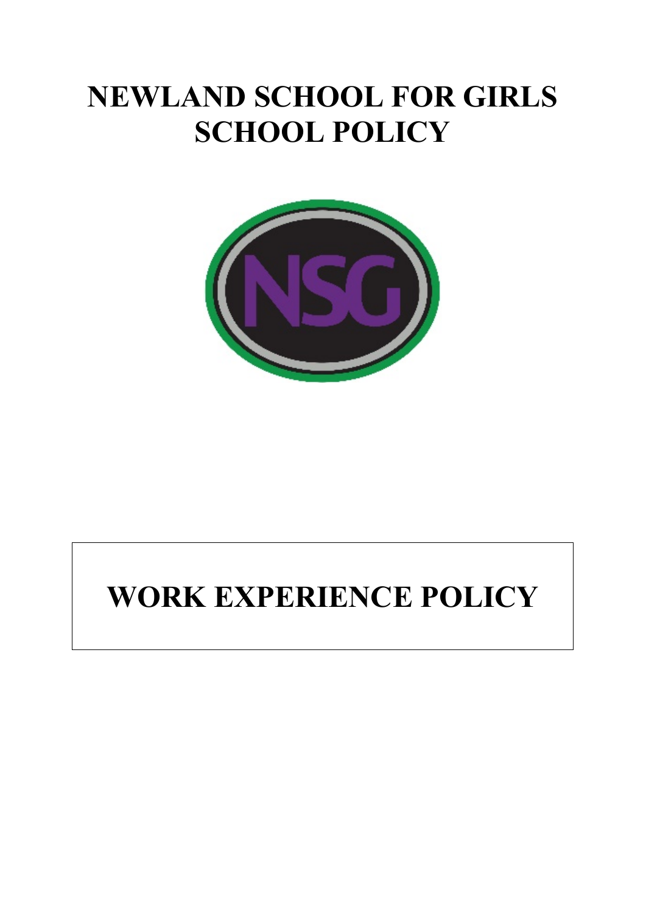# NEWLAND SCHOOL FOR GIRLS
# SCHOOL POLICY

# WORK EXPERIENCE POLICY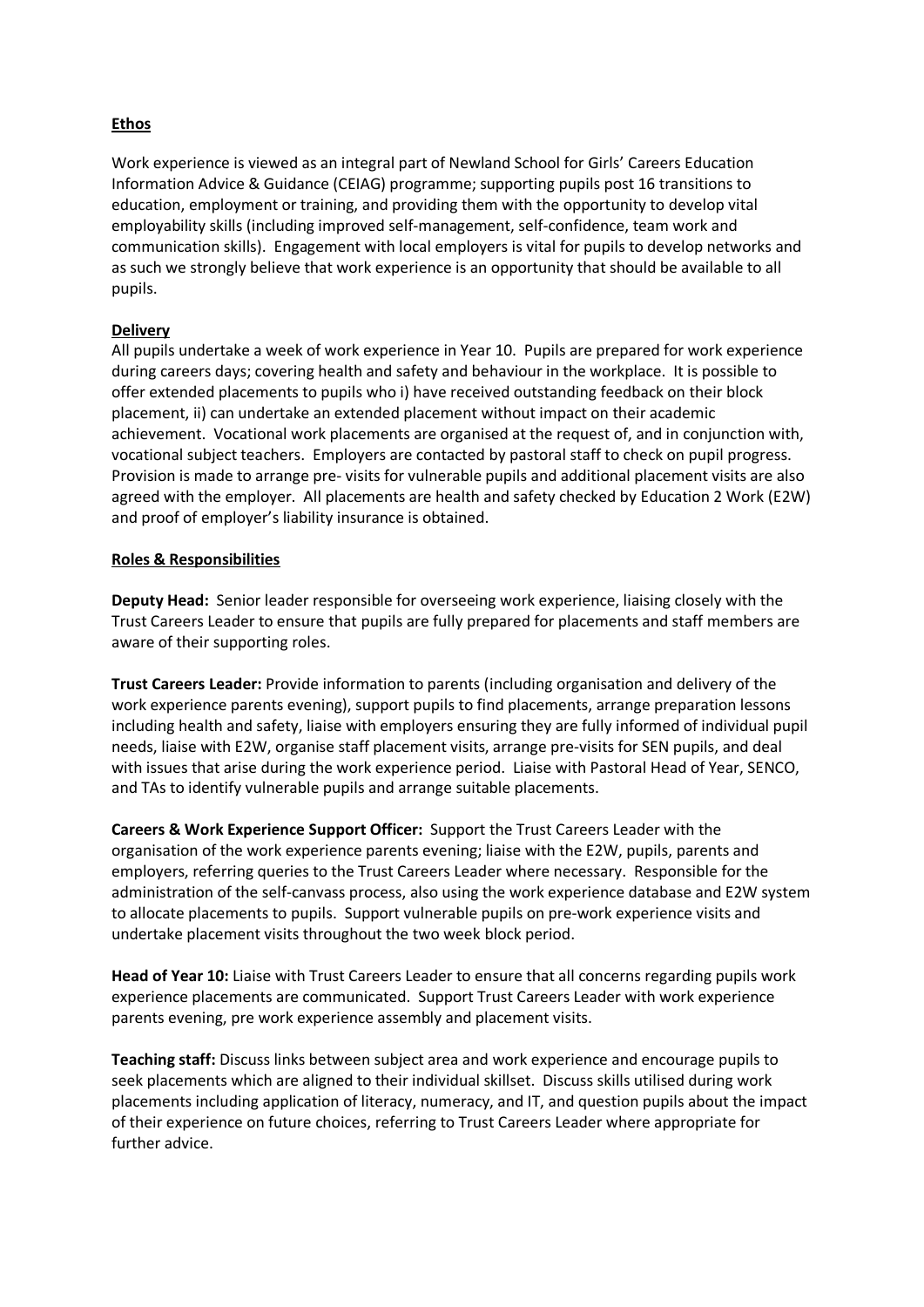**Ethos**

Work experience is viewed as an integral part of Newland School for Girls' Careers Education Information Advice & Guidance (CEIAG) programme; supporting pupils post 16 transitions to education, employment or training, and providing them with the opportunity to develop vital employability skills (including improved self-management, self-confidence, team work and communication skills). Engagement with local employers is vital for pupils to develop networks and as such we strongly believe that work experience is an opportunity that should be available to all pupils.

**Delivery**

All pupils undertake a week of work experience in Year 10. Pupils are prepared for work experience during careers days; covering health and safety and behaviour in the workplace. It is possible to offer extended placements to pupils who i) have received outstanding feedback on their block placement, ii) can undertake an extended placement without impact on their academic achievement. Vocational work placements are organised at the request of, and in conjunction with, vocational subject teachers. Employers are contacted by pastoral staff to check on pupil progress. Provision is made to arrange pre- visits for vulnerable pupils and additional placement visits are also agreed with the employer. All placements are health and safety checked by Education 2 Work (E2W) and proof of employer's liability insurance is obtained.

**Roles & Responsibilities**

**Deputy Head:** Senior leader responsible for overseeing work experience, liaising closely with the Trust Careers Leader to ensure that pupils are fully prepared for placements and staff members are aware of their supporting roles.

**Trust Careers Leader:** Provide information to parents (including organisation and delivery of the work experience parents evening), support pupils to find placements, arrange preparation lessons including health and safety, liaise with employers ensuring they are fully informed of individual pupil needs, liaise with E2W, organise staff placement visits, arrange pre-visits for SEN pupils, and deal with issues that arise during the work experience period. Liaise with Pastoral Head of Year, SENCO, and TAs to identify vulnerable pupils and arrange suitable placements.

**Careers & Work Experience Support Officer:** Support the Trust Careers Leader with the organisation of the work experience parents evening; liaise with the E2W, pupils, parents and employers, referring queries to the Trust Careers Leader where necessary. Responsible for the administration of the self-canvass process, also using the work experience database and E2W system to allocate placements to pupils. Support vulnerable pupils on pre-work experience visits and undertake placement visits throughout the two week block period.

**Head of Year 10:** Liaise with Trust Careers Leader to ensure that all concerns regarding pupils work experience placements are communicated. Support Trust Careers Leader with work experience parents evening, pre work experience assembly and placement visits.

**Teaching staff:** Discuss links between subject area and work experience and encourage pupils to seek placements which are aligned to their individual skillset. Discuss skills utilised during work placements including application of literacy, numeracy, and IT, and question pupils about the impact of their experience on future choices, referring to Trust Careers Leader where appropriate for further advice.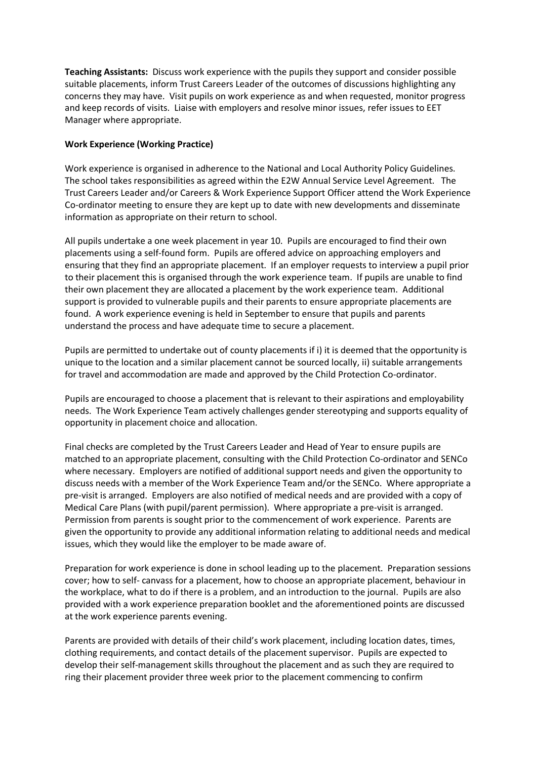**Teaching Assistants:** Discuss work experience with the pupils they support and consider possible suitable placements, inform Trust Careers Leader of the outcomes of discussions highlighting any concerns they may have. Visit pupils on work experience as and when requested, monitor progress and keep records of visits. Liaise with employers and resolve minor issues, refer issues to EET Manager where appropriate.

**Work Experience (Working Practice)**

Work experience is organised in adherence to the National and Local Authority Policy Guidelines. The school takes responsibilities as agreed within the E2W Annual Service Level Agreement. The Trust Careers Leader and/or Careers & Work Experience Support Officer attend the Work Experience Co-ordinator meeting to ensure they are kept up to date with new developments and disseminate information as appropriate on their return to school.

All pupils undertake a one week placement in year 10. Pupils are encouraged to find their own placements using a self-found form. Pupils are offered advice on approaching employers and ensuring that they find an appropriate placement. If an employer requests to interview a pupil prior to their placement this is organised through the work experience team. If pupils are unable to find their own placement they are allocated a placement by the work experience team. Additional support is provided to vulnerable pupils and their parents to ensure appropriate placements are found. A work experience evening is held in September to ensure that pupils and parents understand the process and have adequate time to secure a placement.

Pupils are permitted to undertake out of county placements if i) it is deemed that the opportunity is unique to the location and a similar placement cannot be sourced locally, ii) suitable arrangements for travel and accommodation are made and approved by the Child Protection Co-ordinator.

Pupils are encouraged to choose a placement that is relevant to their aspirations and employability needs. The Work Experience Team actively challenges gender stereotyping and supports equality of opportunity in placement choice and allocation.

Final checks are completed by the Trust Careers Leader and Head of Year to ensure pupils are matched to an appropriate placement, consulting with the Child Protection Co-ordinator and SENCo where necessary. Employers are notified of additional support needs and given the opportunity to discuss needs with a member of the Work Experience Team and/or the SENCo. Where appropriate a pre-visit is arranged. Employers are also notified of medical needs and are provided with a copy of Medical Care Plans (with pupil/parent permission). Where appropriate a pre-visit is arranged. Permission from parents is sought prior to the commencement of work experience. Parents are given the opportunity to provide any additional information relating to additional needs and medical issues, which they would like the employer to be made aware of.

Preparation for work experience is done in school leading up to the placement. Preparation sessions cover; how to self- canvass for a placement, how to choose an appropriate placement, behaviour in the workplace, what to do if there is a problem, and an introduction to the journal. Pupils are also provided with a work experience preparation booklet and the aforementioned points are discussed at the work experience parents evening.

Parents are provided with details of their child's work placement, including location dates, times, clothing requirements, and contact details of the placement supervisor. Pupils are expected to develop their self-management skills throughout the placement and as such they are required to ring their placement provider three week prior to the placement commencing to confirm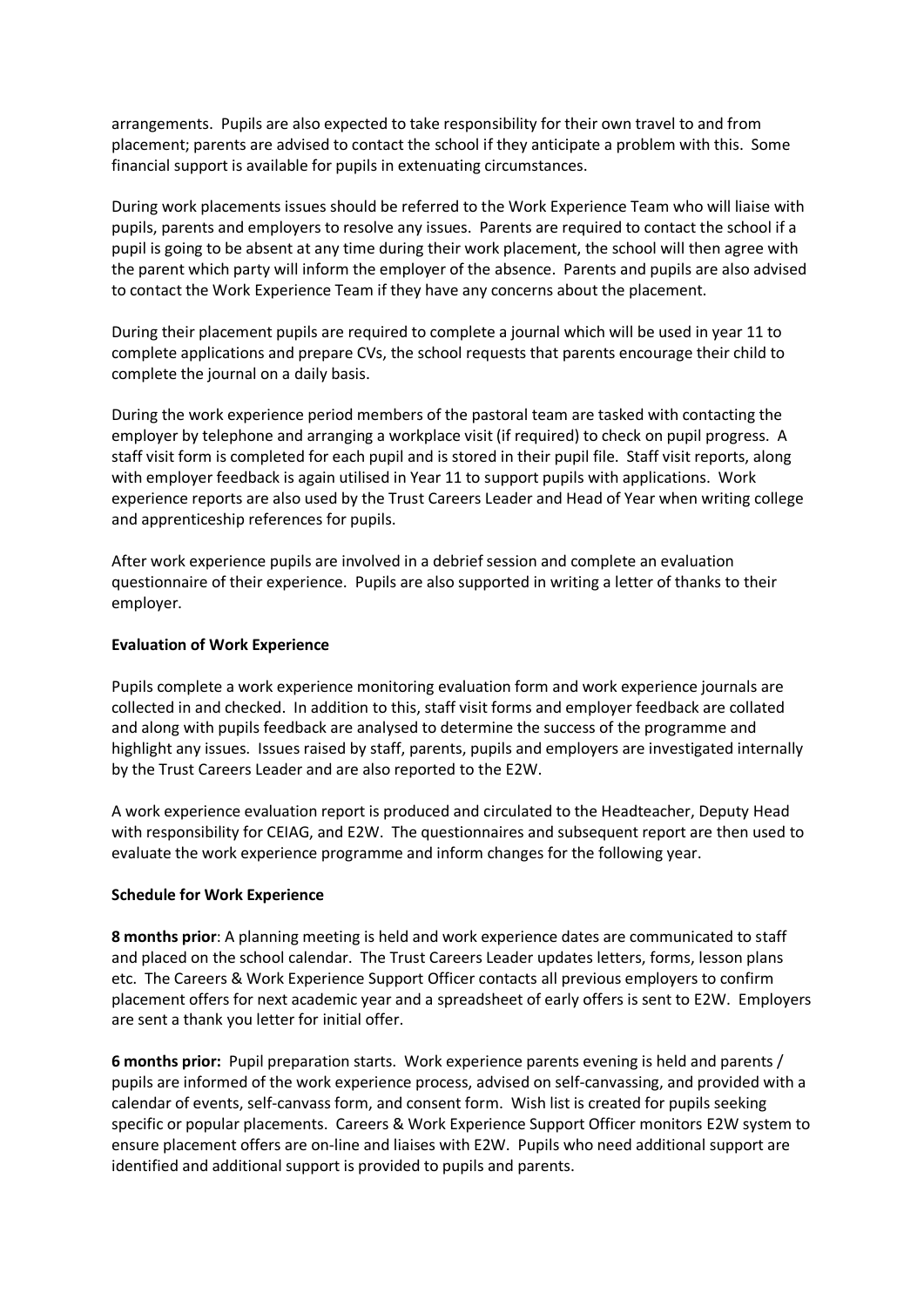arrangements. Pupils are also expected to take responsibility for their own travel to and from placement; parents are advised to contact the school if they anticipate a problem with this. Some financial support is available for pupils in extenuating circumstances.

During work placements issues should be referred to the Work Experience Team who will liaise with pupils, parents and employers to resolve any issues. Parents are required to contact the school if a pupil is going to be absent at any time during their work placement, the school will then agree with the parent which party will inform the employer of the absence. Parents and pupils are also advised to contact the Work Experience Team if they have any concerns about the placement.

During their placement pupils are required to complete a journal which will be used in year 11 to complete applications and prepare CVs, the school requests that parents encourage their child to complete the journal on a daily basis.

During the work experience period members of the pastoral team are tasked with contacting the employer by telephone and arranging a workplace visit (if required) to check on pupil progress. A staff visit form is completed for each pupil and is stored in their pupil file. Staff visit reports, along with employer feedback is again utilised in Year 11 to support pupils with applications. Work experience reports are also used by the Trust Careers Leader and Head of Year when writing college and apprenticeship references for pupils.

After work experience pupils are involved in a debrief session and complete an evaluation questionnaire of their experience. Pupils are also supported in writing a letter of thanks to their employer.

**Evaluation of Work Experience**

Pupils complete a work experience monitoring evaluation form and work experience journals are collected in and checked. In addition to this, staff visit forms and employer feedback are collated and along with pupils feedback are analysed to determine the success of the programme and highlight any issues. Issues raised by staff, parents, pupils and employers are investigated internally by the Trust Careers Leader and are also reported to the E2W.

A work experience evaluation report is produced and circulated to the Headteacher, Deputy Head with responsibility for CEIAG, and E2W. The questionnaires and subsequent report are then used to evaluate the work experience programme and inform changes for the following year.

**Schedule for Work Experience**

**8 months prior**: A planning meeting is held and work experience dates are communicated to staff and placed on the school calendar. The Trust Careers Leader updates letters, forms, lesson plans etc. The Careers & Work Experience Support Officer contacts all previous employers to confirm placement offers for next academic year and a spreadsheet of early offers is sent to E2W. Employers are sent a thank you letter for initial offer.

**6 months prior:** Pupil preparation starts. Work experience parents evening is held and parents / pupils are informed of the work experience process, advised on self-canvassing, and provided with a calendar of events, self-canvass form, and consent form. Wish list is created for pupils seeking specific or popular placements. Careers & Work Experience Support Officer monitors E2W system to ensure placement offers are on-line and liaises with E2W. Pupils who need additional support are identified and additional support is provided to pupils and parents.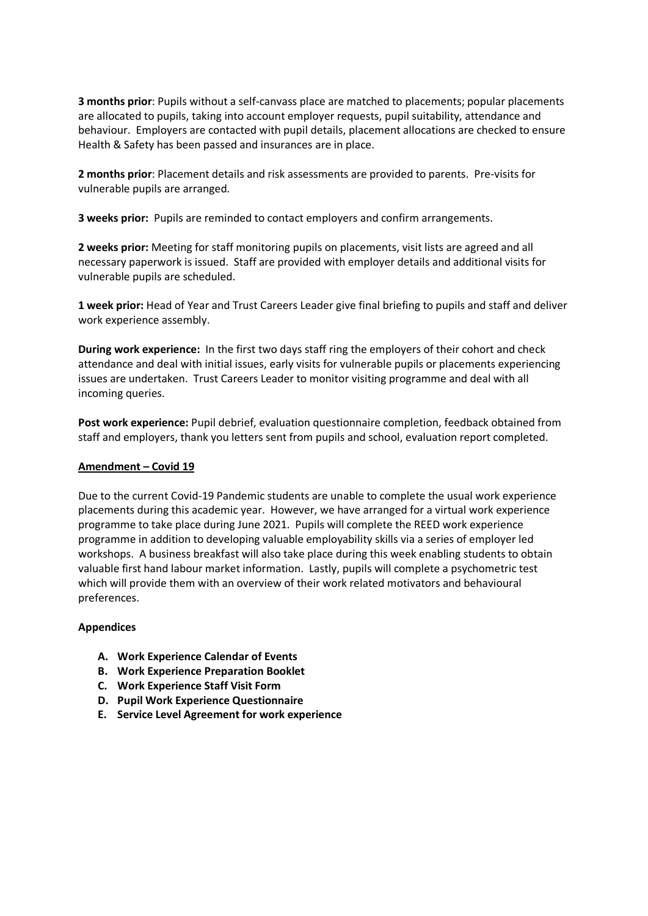**3 months prior**: Pupils without a self-canvass place are matched to placements; popular placements are allocated to pupils, taking into account employer requests, pupil suitability, attendance and behaviour. Employers are contacted with pupil details, placement allocations are checked to ensure Health & Safety has been passed and insurances are in place.

**2 months prior**: Placement details and risk assessments are provided to parents. Pre-visits for vulnerable pupils are arranged.

**3 weeks prior:** Pupils are reminded to contact employers and confirm arrangements.

**2 weeks prior:** Meeting for staff monitoring pupils on placements, visit lists are agreed and all necessary paperwork is issued. Staff are provided with employer details and additional visits for vulnerable pupils are scheduled.

**1 week prior:** Head of Year and Trust Careers Leader give final briefing to pupils and staff and deliver work experience assembly.

**During work experience:** In the first two days staff ring the employers of their cohort and check attendance and deal with initial issues, early visits for vulnerable pupils or placements experiencing issues are undertaken. Trust Careers Leader to monitor visiting programme and deal with all incoming queries.

**Post work experience:** Pupil debrief, evaluation questionnaire completion, feedback obtained from staff and employers, thank you letters sent from pupils and school, evaluation report completed.

**Amendment – Covid 19**

Due to the current Covid-19 Pandemic students are unable to complete the usual work experience placements during this academic year. However, we have arranged for a virtual work experience programme to take place during June 2021. Pupils will complete the REED work experience programme in addition to developing valuable employability skills via a series of employer led workshops. A business breakfast will also take place during this week enabling students to obtain valuable first hand labour market information. Lastly, pupils will complete a psychometric test which will provide them with an overview of their work related motivators and behavioural preferences.

**Appendices**

- **A. Work Experience Calendar of Events**
- **B. Work Experience Preparation Booklet**
- **C. Work Experience Staff Visit Form**
- **D. Pupil Work Experience Questionnaire**
- **E. Service Level Agreement for work experience**